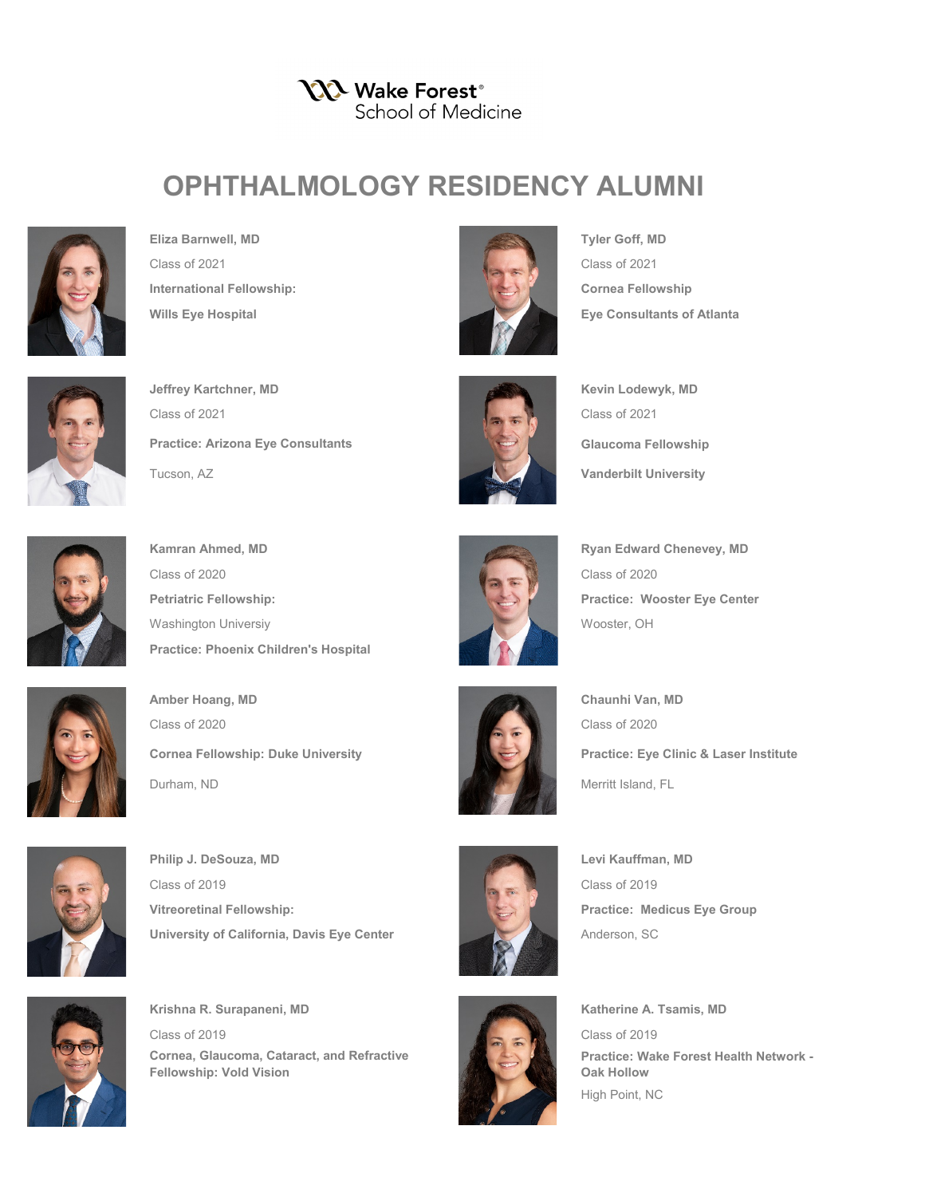Wake Forest® School of Medicine

# OPHTHALMOLOGY RESIDENCY ALUMNI

**Eliza Barnwell, MD**
Class of 2021
**International Fellowship:**
**Wills Eye Hospital**

**Tyler Goff, MD**
Class of 2021
**Cornea Fellowship**
**Eye Consultants of Atlanta**

**Jeffrey Kartchner, MD**
Class of 2021
**Practice: Arizona Eye Consultants**
Tucson, AZ

**Kevin Lodewyk, MD**
Class of 2021
**Glaucoma Fellowship**
**Vanderbilt University**

**Kamran Ahmed, MD**
Class of 2020
**Petriatric Fellowship:**
Washington Universiy
**Practice: Phoenix Children's Hospital**

**Ryan Edward Chenevey, MD**
Class of 2020
**Practice: Wooster Eye Center**
Wooster, OH

**Amber Hoang, MD**
Class of 2020
**Cornea Fellowship: Duke University**
Durham, ND

**Chaunhi Van, MD**
Class of 2020
**Practice: Eye Clinic & Laser Institute**
Merritt Island, FL

**Philip J. DeSouza, MD**
Class of 2019
**Vitreoretinal Fellowship:**
**University of California, Davis Eye Center**

**Levi Kauffman, MD**
Class of 2019
**Practice: Medicus Eye Group**
Anderson, SC

**Krishna R. Surapaneni, MD**
Class of 2019
**Cornea, Glaucoma, Cataract, and Refractive Fellowship: Vold Vision**

**Katherine A. Tsamis, MD**
Class of 2019
**Practice: Wake Forest Health Network - Oak Hollow**
High Point, NC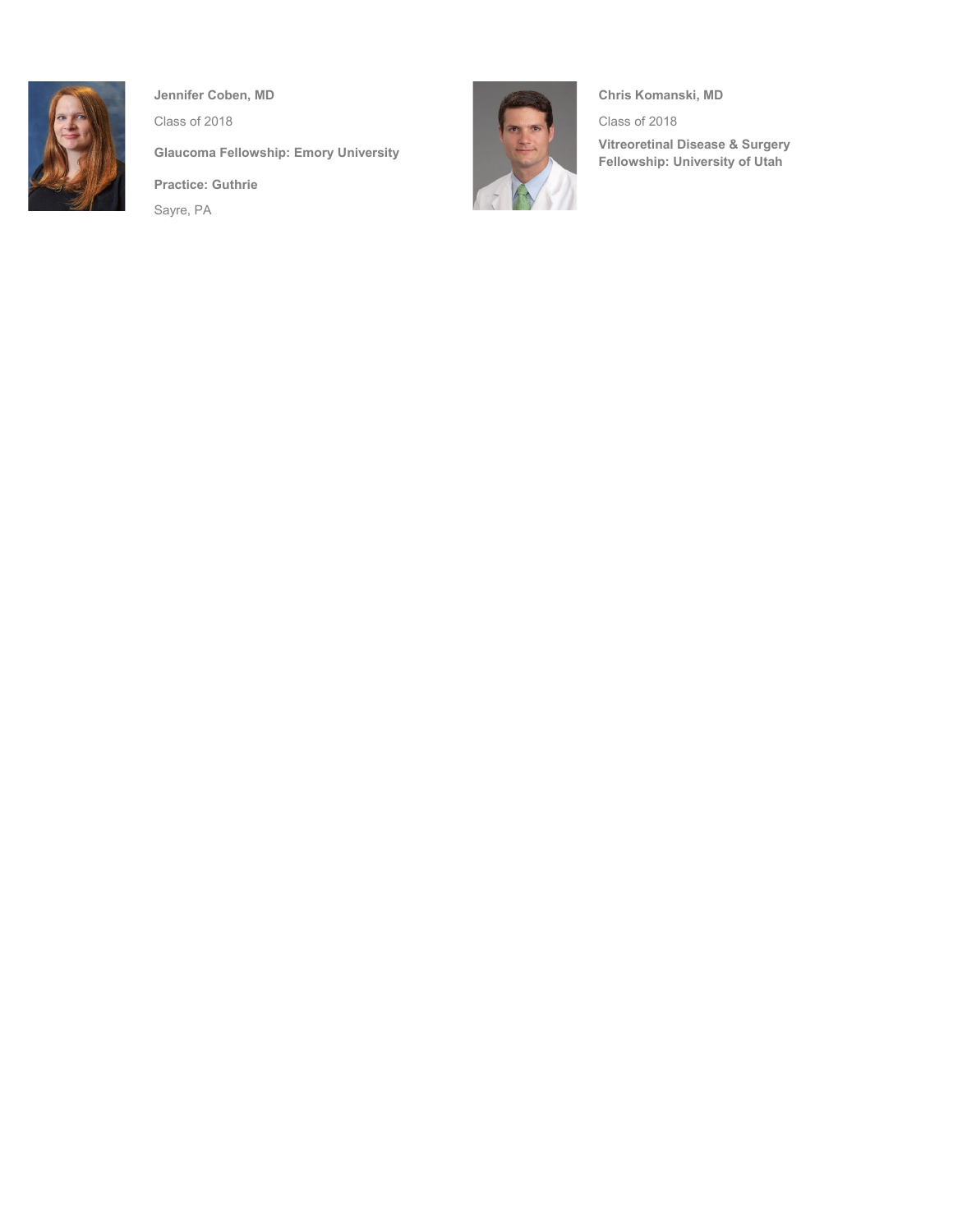**Jennifer Coben, MD**

Class of 2018

**Glaucoma Fellowship: Emory University**

**Practice: Guthrie**

Sayre, PA

**Chris Komanski, MD**

Class of 2018

**Vitreoretinal Disease & Surgery Fellowship: University of Utah**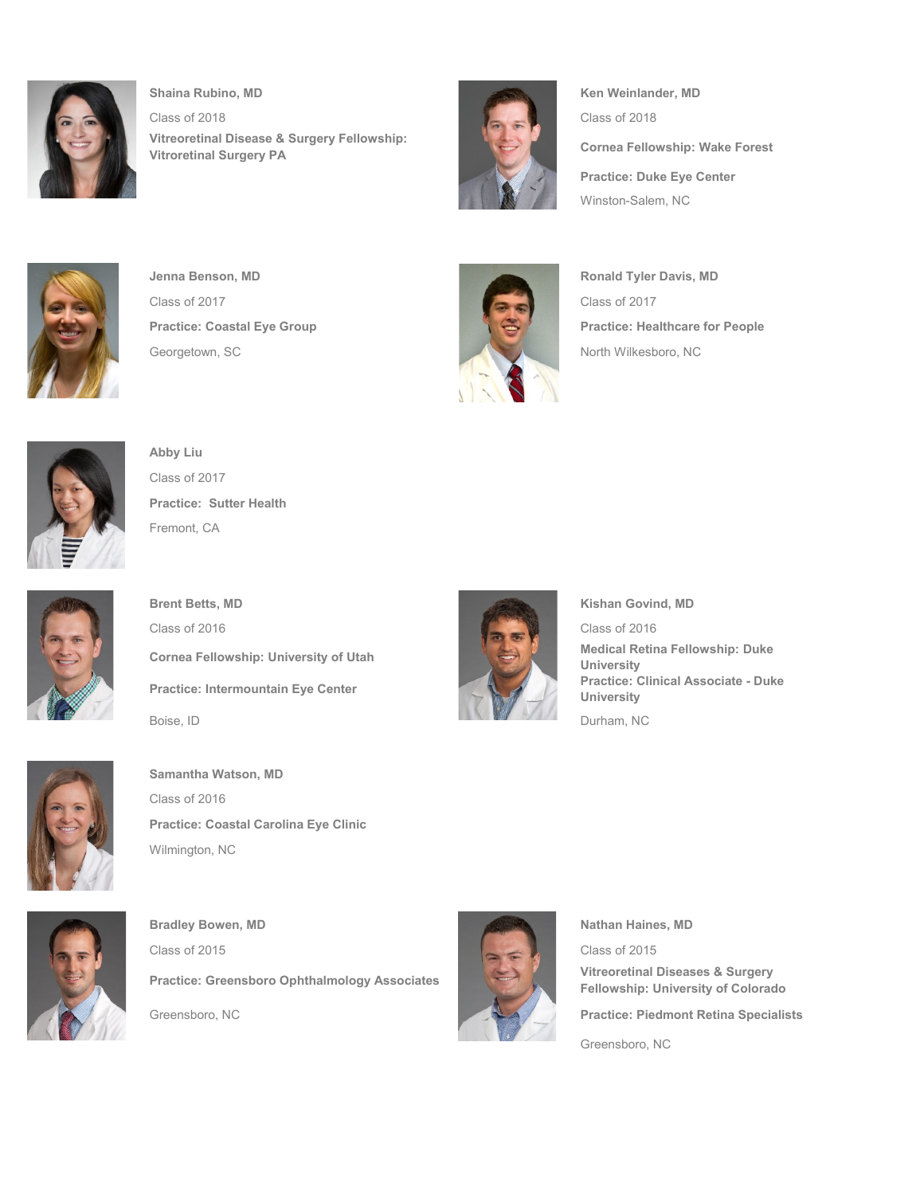**Shaina Rubino, MD**

Class of 2018

**Vitreoretinal Disease & Surgery Fellowship: Vitroretinal Surgery PA**

**Ken Weinlander, MD**

Class of 2018

**Cornea Fellowship: Wake Forest**

**Practice: Duke Eye Center**

Winston-Salem, NC

**Jenna Benson, MD**

Class of 2017

**Practice: Coastal Eye Group**

Georgetown, SC

**Ronald Tyler Davis, MD**

Class of 2017

**Practice: Healthcare for People**

North Wilkesboro, NC

**Abby Liu**

Class of 2017

**Practice: Sutter Health**

Fremont, CA

**Brent Betts, MD**

Class of 2016

**Cornea Fellowship: University of Utah**

**Practice: Intermountain Eye Center**

Boise, ID

**Kishan Govind, MD**

Class of 2016

**Medical Retina Fellowship: Duke University**

**Practice: Clinical Associate - Duke University**

Durham, NC

**Samantha Watson, MD**

Class of 2016

**Practice: Coastal Carolina Eye Clinic**

Wilmington, NC

**Bradley Bowen, MD**

Class of 2015

**Practice: Greensboro Ophthalmology Associates**

Greensboro, NC

**Nathan Haines, MD**

Class of 2015

**Vitreoretinal Diseases & Surgery Fellowship: University of Colorado**

**Practice: Piedmont Retina Specialists**

Greensboro, NC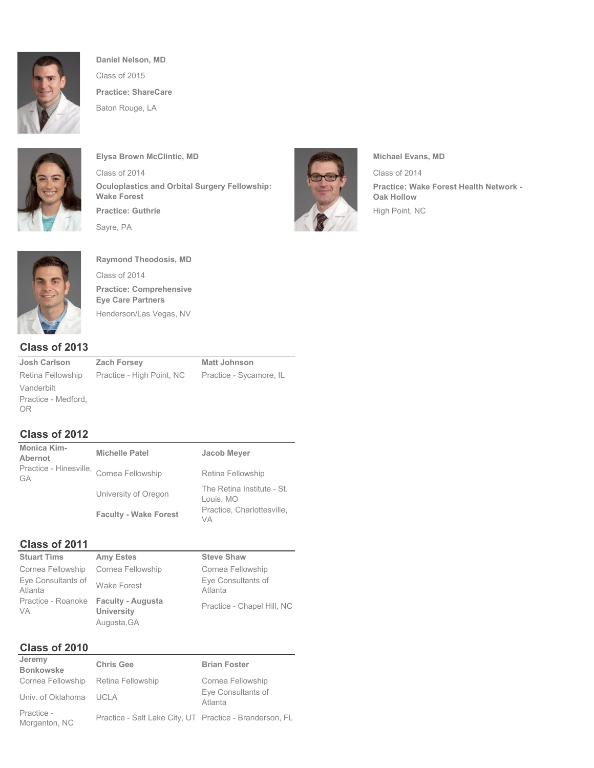**Daniel Nelson, MD**

Class of 2015

**Practice: ShareCare**

Baton Rouge, LA

**Elysa Brown McClintic, MD**

Class of 2014

**Oculoplastics and Orbital Surgery Fellowship: Wake Forest**

**Practice: Guthrie**

Sayre, PA

**Michael Evans, MD**

Class of 2014

**Practice: Wake Forest Health Network - Oak Hollow**

High Point, NC

**Raymond Theodosis, MD**

Class of 2014

**Practice: Comprehensive Eye Care Partners**

Henderson/Las Vegas, NV

## Class of 2013

| Josh Carlson | Zach Forsey | Matt Johnson |
|---|---|---|
| Retina Fellowship | Practice - High Point, NC | Practice - Sycamore, IL |
| Vanderbilt | | |
| Practice - Medford, OR | | |

## Class of 2012

| Monica Kim-Abernot | Michelle Patel | Jacob Meyer |
|---|---|---|
| Practice - Hinesville, GA | Cornea Fellowship | Retina Fellowship |
| | University of Oregon | The Retina Institute - St. Louis, MO |
| | **Faculty - Wake Forest** | Practice, Charlottesville, VA |

## Class of 2011

| Stuart Tims | Amy Estes | Steve Shaw |
|---|---|---|
| Cornea Fellowship | Cornea Fellowship | Cornea Fellowship |
| Eye Consultants of Atlanta | Wake Forest | Eye Consultants of Atlanta |
| Practice - Roanoke VA | **Faculty - Augusta University** | Practice - Chapel Hill, NC |
| | Augusta,GA | |

## Class of 2010

| Jeremy Bonkowske | Chris Gee | Brian Foster |
|---|---|---|
| Cornea Fellowship | Retina Fellowship | Cornea Fellowship |
| Univ. of Oklahoma | UCLA | Eye Consultants of Atlanta |
| Practice - Morganton, NC | Practice - Salt Lake City, UT | Practice - Branderson, FL |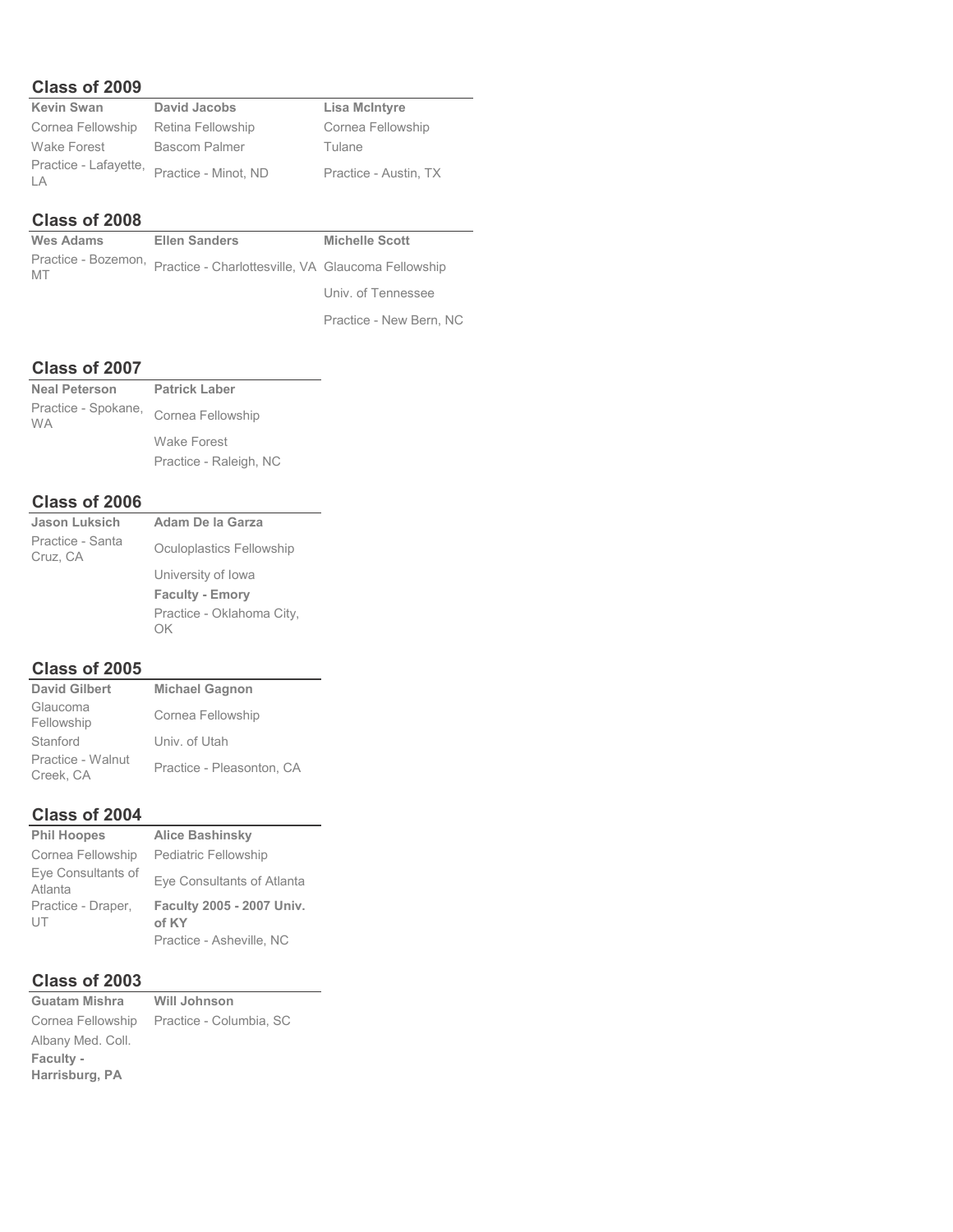## Class of 2009

| Kevin Swan | David Jacobs | Lisa McIntyre |
|---|---|---|
| Cornea Fellowship | Retina Fellowship | Cornea Fellowship |
| Wake Forest | Bascom Palmer | Tulane |
| Practice - Lafayette, LA | Practice - Minot, ND | Practice - Austin, TX |

## Class of 2008

| Wes Adams | Ellen Sanders | Michelle Scott |
|---|---|---|
| Practice - Bozemon, MT | Practice - Charlottesville, VA | Glaucoma Fellowship |
| | | Univ. of Tennessee |
| | | Practice - New Bern, NC |

## Class of 2007

| Neal Peterson | Patrick Laber |
|---|---|
| Practice - Spokane, WA | Cornea Fellowship |
| | Wake Forest |
| | Practice - Raleigh, NC |

## Class of 2006

| Jason Luksich | Adam De la Garza |
|---|---|
| Practice - Santa Cruz, CA | Oculoplastics Fellowship |
| | University of Iowa |
| | **Faculty - Emory** |
| | Practice - Oklahoma City, OK |

## Class of 2005

| David Gilbert | Michael Gagnon |
|---|---|
| Glaucoma Fellowship | Cornea Fellowship |
| Stanford | Univ. of Utah |
| Practice - Walnut Creek, CA | Practice - Pleasonton, CA |

## Class of 2004

| Phil Hoopes | Alice Bashinsky |
|---|---|
| Cornea Fellowship | Pediatric Fellowship |
| Eye Consultants of Atlanta | Eye Consultants of Atlanta |
| Practice - Draper, UT | **Faculty 2005 - 2007 Univ. of KY** |
| | Practice - Asheville, NC |

## Class of 2003

| Guatam Mishra | Will Johnson |
|---|---|
| Cornea Fellowship | Practice - Columbia, SC |
| Albany Med. Coll. | |
| **Faculty - Harrisburg, PA** | |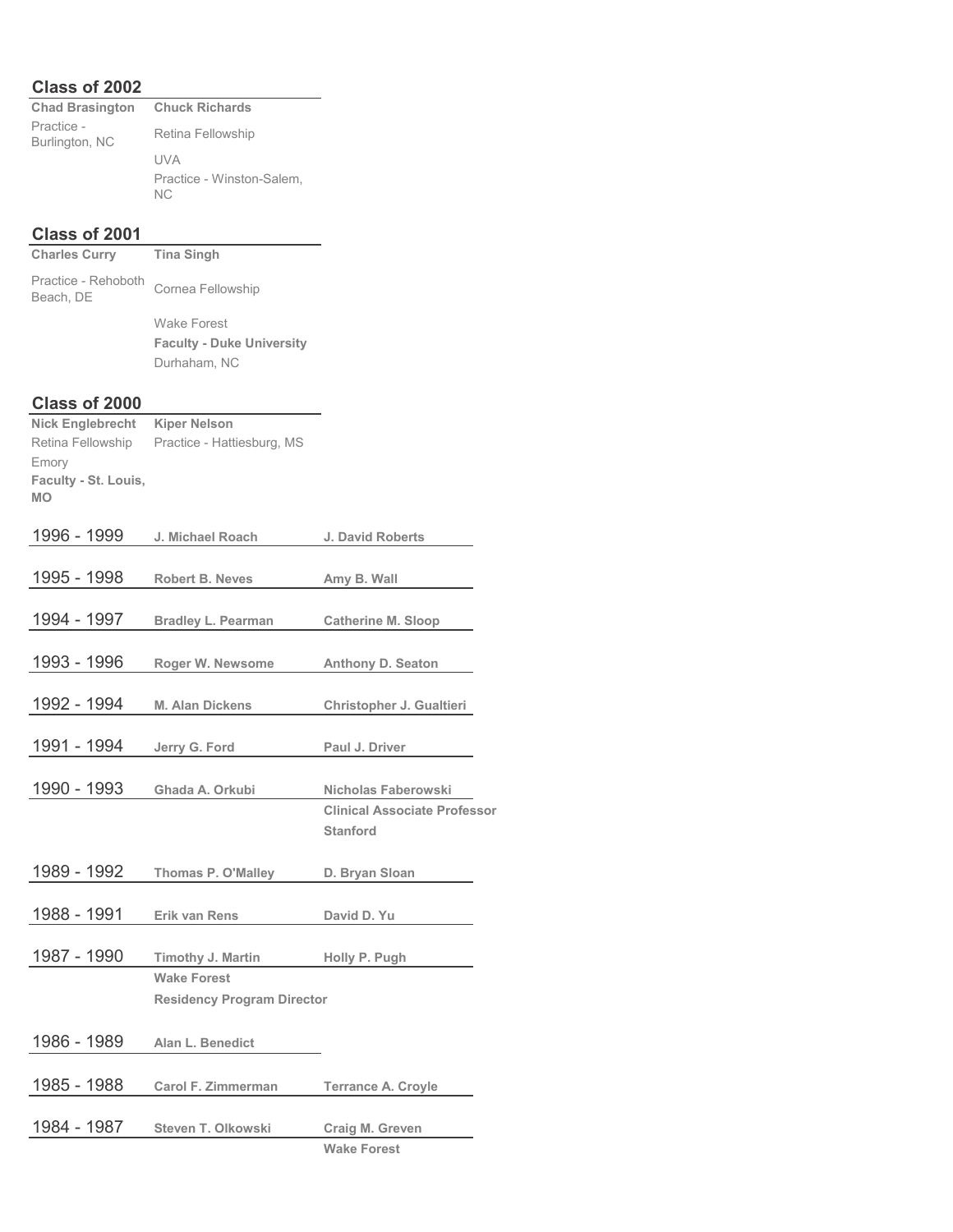## Class of 2002

| **Chad Brasington** | **Chuck Richards** |
|---|---|
| Practice - Burlington, NC | Retina Fellowship |
| | UVA |
| | Practice - Winston-Salem, NC |

## Class of 2001

| **Charles Curry** | **Tina Singh** |
|---|---|
| Practice - Rehoboth Beach, DE | Cornea Fellowship |
| | Wake Forest |
| | **Faculty - Duke University** |
| | Durhaham, NC |

## Class of 2000

| **Nick Englebrecht** | **Kiper Nelson** |
|---|---|
| Retina Fellowship | Practice - Hattiesburg, MS |
| Emory | |
| **Faculty - St. Louis, MO** | |

| | | |
|---|---|---|
| 1996 - 1999 | **J. Michael Roach** | **J. David Roberts** |
| 1995 - 1998 | **Robert B. Neves** | **Amy B. Wall** |
| 1994 - 1997 | **Bradley L. Pearman** | **Catherine M. Sloop** |
| 1993 - 1996 | **Roger W. Newsome** | **Anthony D. Seaton** |
| 1992 - 1994 | **M. Alan Dickens** | **Christopher J. Gualtieri** |
| 1991 - 1994 | **Jerry G. Ford** | **Paul J. Driver** |
| 1990 - 1993 | **Ghada A. Orkubi** | **Nicholas Faberowski** |
| | | **Clinical Associate Professor** |
| | | **Stanford** |
| 1989 - 1992 | **Thomas P. O'Malley** | **D. Bryan Sloan** |
| 1988 - 1991 | **Erik van Rens** | **David D. Yu** |
| 1987 - 1990 | **Timothy J. Martin** | **Holly P. Pugh** |
| | **Wake Forest** | |
| | **Residency Program Director** | |
| 1986 - 1989 | **Alan L. Benedict** | |
| 1985 - 1988 | **Carol F. Zimmerman** | **Terrance A. Croyle** |
| 1984 - 1987 | **Steven T. Olkowski** | **Craig M. Greven** |
| | | **Wake Forest** |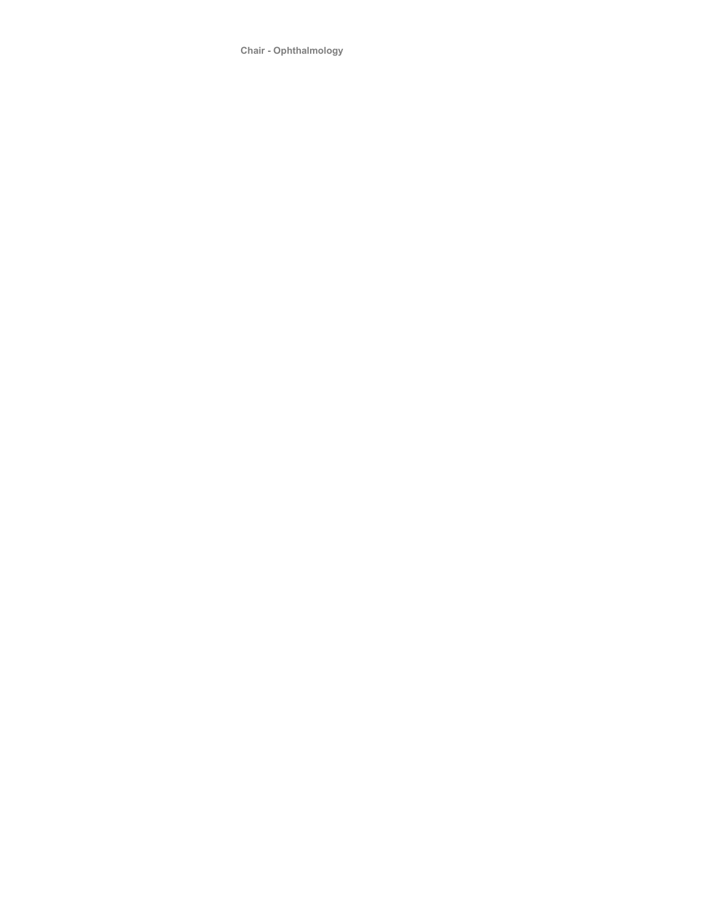**Chair - Ophthalmology**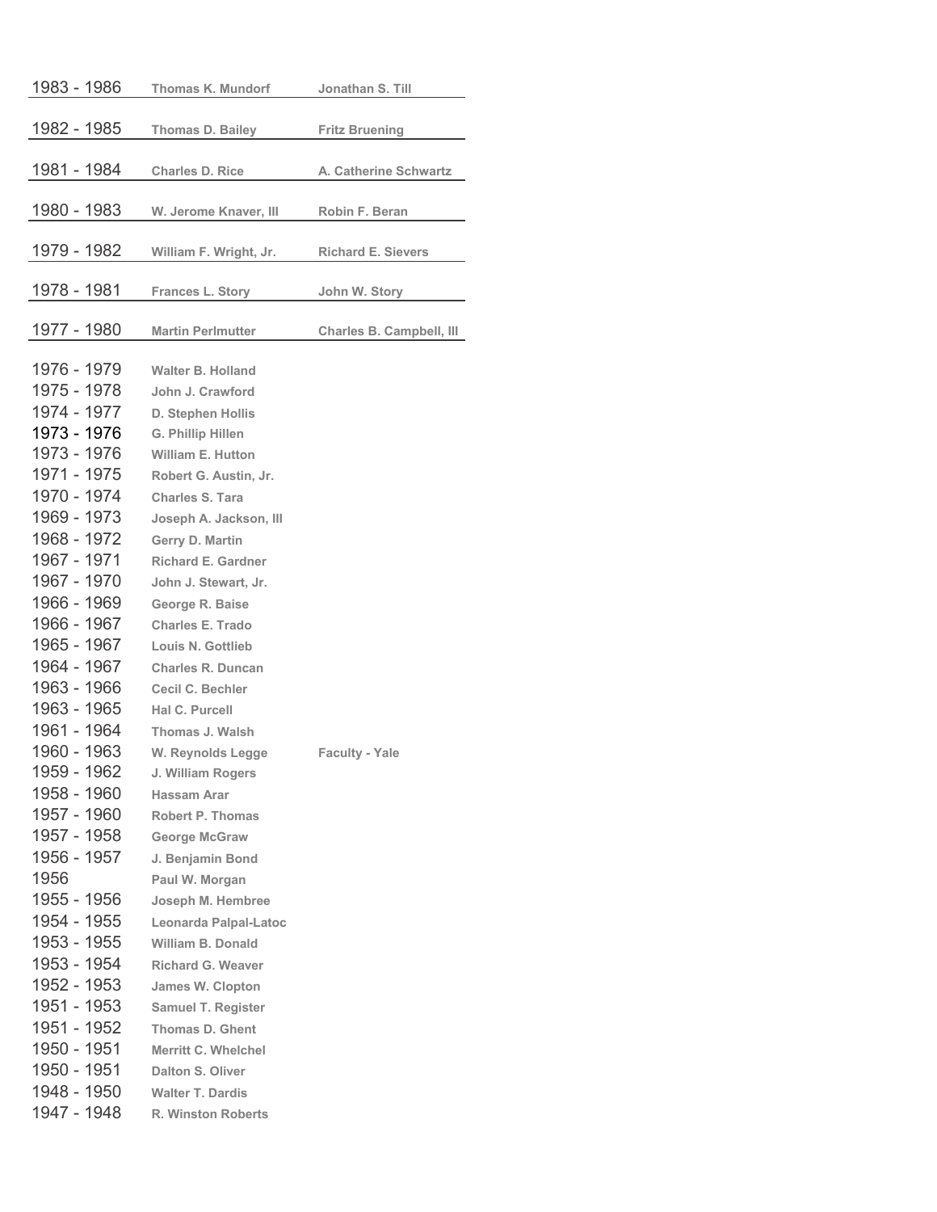| | | |
|---|---|---|
| 1983 - 1986 | Thomas K. Mundorf | Jonathan S. Till |
| 1982 - 1985 | Thomas D. Bailey | Fritz Bruening |
| 1981 - 1984 | Charles D. Rice | A. Catherine Schwartz |
| 1980 - 1983 | W. Jerome Knaver, III | Robin F. Beran |
| 1979 - 1982 | William F. Wright, Jr. | Richard E. Sievers |
| 1978 - 1981 | Frances L. Story | John W. Story |
| 1977 - 1980 | Martin Perlmutter | Charles B. Campbell, III |
| 1976 - 1979 | Walter B. Holland | |
| 1975 - 1978 | John J. Crawford | |
| 1974 - 1977 | D. Stephen Hollis | |
| 1973 - 1976 | G. Phillip Hillen | |
| 1973 - 1976 | William E. Hutton | |
| 1971 - 1975 | Robert G. Austin, Jr. | |
| 1970 - 1974 | Charles S. Tara | |
| 1969 - 1973 | Joseph A. Jackson, III | |
| 1968 - 1972 | Gerry D. Martin | |
| 1967 - 1971 | Richard E. Gardner | |
| 1967 - 1970 | John J. Stewart, Jr. | |
| 1966 - 1969 | George R. Baise | |
| 1966 - 1967 | Charles E. Trado | |
| 1965 - 1967 | Louis N. Gottlieb | |
| 1964 - 1967 | Charles R. Duncan | |
| 1963 - 1966 | Cecil C. Bechler | |
| 1963 - 1965 | Hal C. Purcell | |
| 1961 - 1964 | Thomas J. Walsh | |
| 1960 - 1963 | W. Reynolds Legge | Faculty - Yale |
| 1959 - 1962 | J. William Rogers | |
| 1958 - 1960 | Hassam Arar | |
| 1957 - 1960 | Robert P. Thomas | |
| 1957 - 1958 | George McGraw | |
| 1956 - 1957 | J. Benjamin Bond | |
| 1956 | Paul W. Morgan | |
| 1955 - 1956 | Joseph M. Hembree | |
| 1954 - 1955 | Leonarda Palpal-Latoc | |
| 1953 - 1955 | William B. Donald | |
| 1953 - 1954 | Richard G. Weaver | |
| 1952 - 1953 | James W. Clopton | |
| 1951 - 1953 | Samuel T. Register | |
| 1951 - 1952 | Thomas D. Ghent | |
| 1950 - 1951 | Merritt C. Whelchel | |
| 1950 - 1951 | Dalton S. Oliver | |
| 1948 - 1950 | Walter T. Dardis | |
| 1947 - 1948 | R. Winston Roberts | |